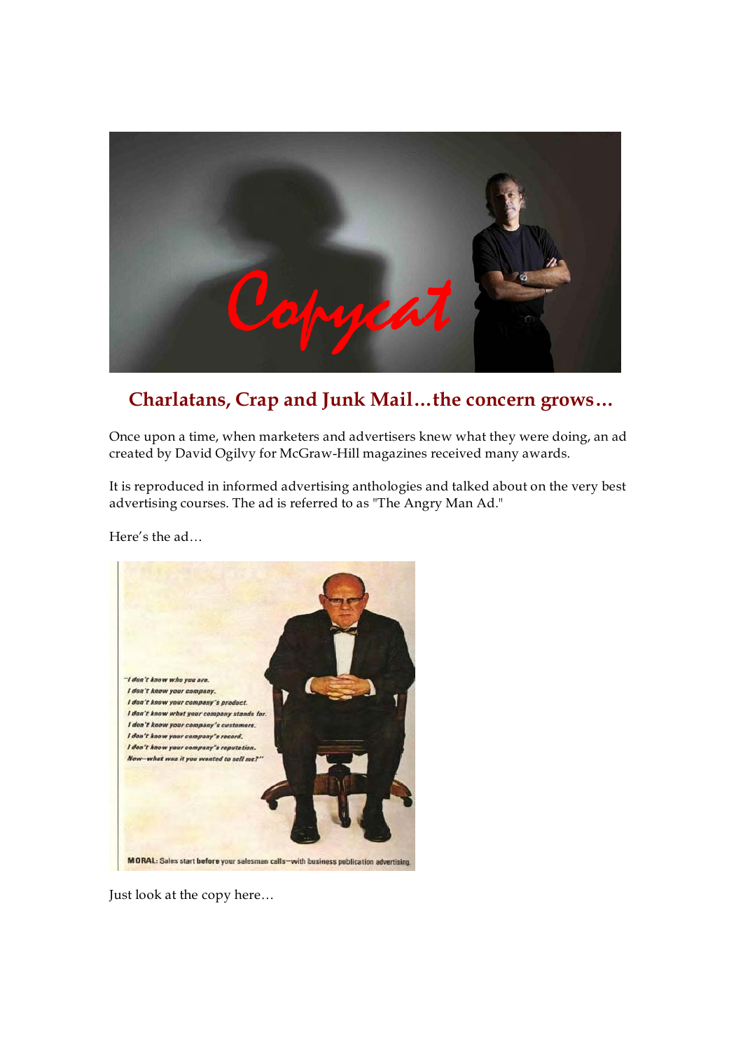## Charlatans, Crap and Junk Mail…the concern grows…

Once upon a time, when marketers and advertisers knew what they were doing, an ad created by David Ogilvy for McGraw-Hill magazines received many awards.

It is reproduced in informed advertising anthologies and talked about on the very best advertising courses. The ad is referred to as "The Angry Man Ad."

Here's the ad…

Just look at the copy here…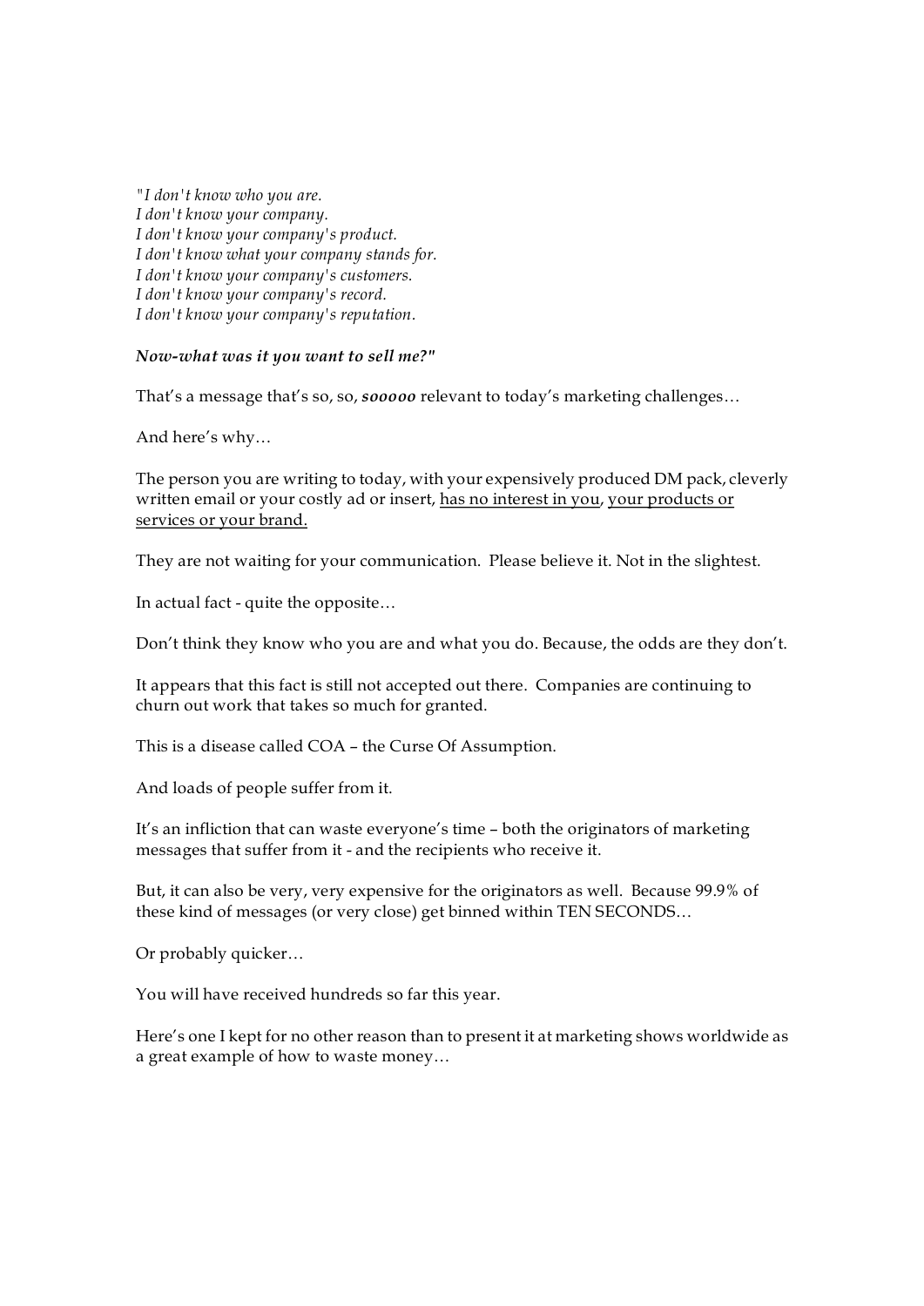*"I don't know who you are.*
*I don't know your company.*
*I don't know your company's product.*
*I don't know what your company stands for.*
*I don't know your company's customers.*
*I don't know your company's record.*
*I don't know your company's reputation.*

***Now-what was it you want to sell me?"***

That's a message that's so, so, ***sooooo*** relevant to today's marketing challenges…

And here's why…

The person you are writing to today, with your expensively produced DM pack, cleverly written email or your costly ad or insert, <u>has no interest in you</u>, <u>your products or services or your brand.</u>

They are not waiting for your communication. Please believe it. Not in the slightest.

In actual fact - quite the opposite…

Don't think they know who you are and what you do. Because, the odds are they don't.

It appears that this fact is still not accepted out there. Companies are continuing to churn out work that takes so much for granted.

This is a disease called COA – the Curse Of Assumption.

And loads of people suffer from it.

It's an infliction that can waste everyone's time – both the originators of marketing messages that suffer from it - and the recipients who receive it.

But, it can also be very, very expensive for the originators as well. Because 99.9% of these kind of messages (or very close) get binned within TEN SECONDS…

Or probably quicker…

You will have received hundreds so far this year.

Here's one I kept for no other reason than to present it at marketing shows worldwide as a great example of how to waste money…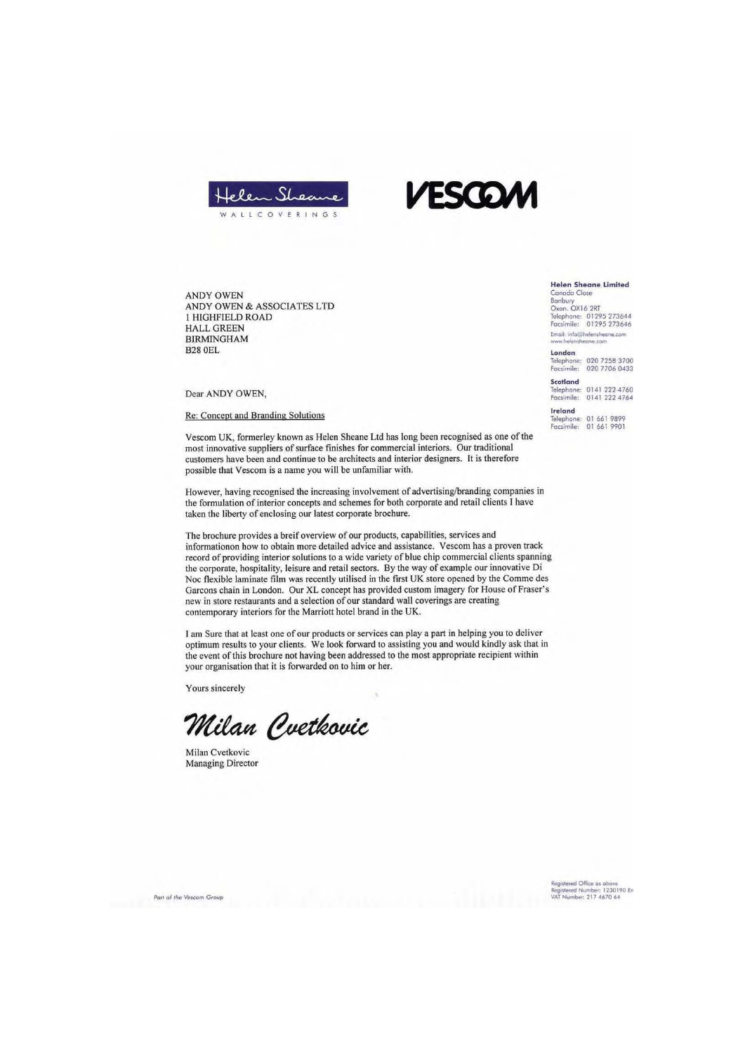Helen Sheane

WALLCOVERINGS

VESCOM

**Helen Sheane Limited**
Canada Close
Banbury
Oxon. OX16 2RT
Telephone: 01295 273644
Facsimile: 01295 273646
Email: info@helensheane.com
www.helensheane.com

**London**
Telephone: 020 7258 3700
Facsimile: 020 7706 0433

**Scotland**
Telephone: 0141 222 4760
Facsimile: 0141 222 4764

**Ireland**
Telephone: 01 661 9899
Facsimile: 01 661 9901

ANDY OWEN
ANDY OWEN & ASSOCIATES LTD
1 HIGHFIELD ROAD
HALL GREEN
BIRMINGHAM
B28 0EL

Dear ANDY OWEN,

Re: Concept and Branding Solutions

Vescom UK, formerley known as Helen Sheane Ltd has long been recognised as one of the most innovative suppliers of surface finishes for commercial interiors. Our traditional customers have been and continue to be architects and interior designers. It is therefore possible that Vescom is a name you will be unfamiliar with.

However, having recognised the increasing involvement of advertising/branding companies in the formulation of interior concepts and schemes for both corporate and retail clients I have taken the liberty of enclosing our latest corporate brochure.

The brochure provides a breif overview of our products, capabilities, services and informationon how to obtain more detailed advice and assistance. Vescom has a proven track record of providing interior solutions to a wide variety of blue chip commercial clients spanning the corporate, hospitality, leisure and retail sectors. By the way of example our innovative Di Noc flexible laminate film was recently utilised in the first UK store opened by the Comme des Garcons chain in London. Our XL concept has provided custom imagery for House of Fraser's new in store restaurants and a selection of our standard wall coverings are creating contemporary interiors for the Marriott hotel brand in the UK.

I am Sure that at least one of our products or services can play a part in helping you to deliver optimum results to your clients. We look forward to assisting you and would kindly ask that in the event of this brochure not having been addressed to the most appropriate recipient within your organisation that it is forwarded on to him or her.

Yours sincerely

*Milan Cvetkovic*

Milan Cvetkovic
Managing Director

Part of the Vescom Group

Registered Office as above
Registered Number: 1230190 En
VAT Number: 217 4670 64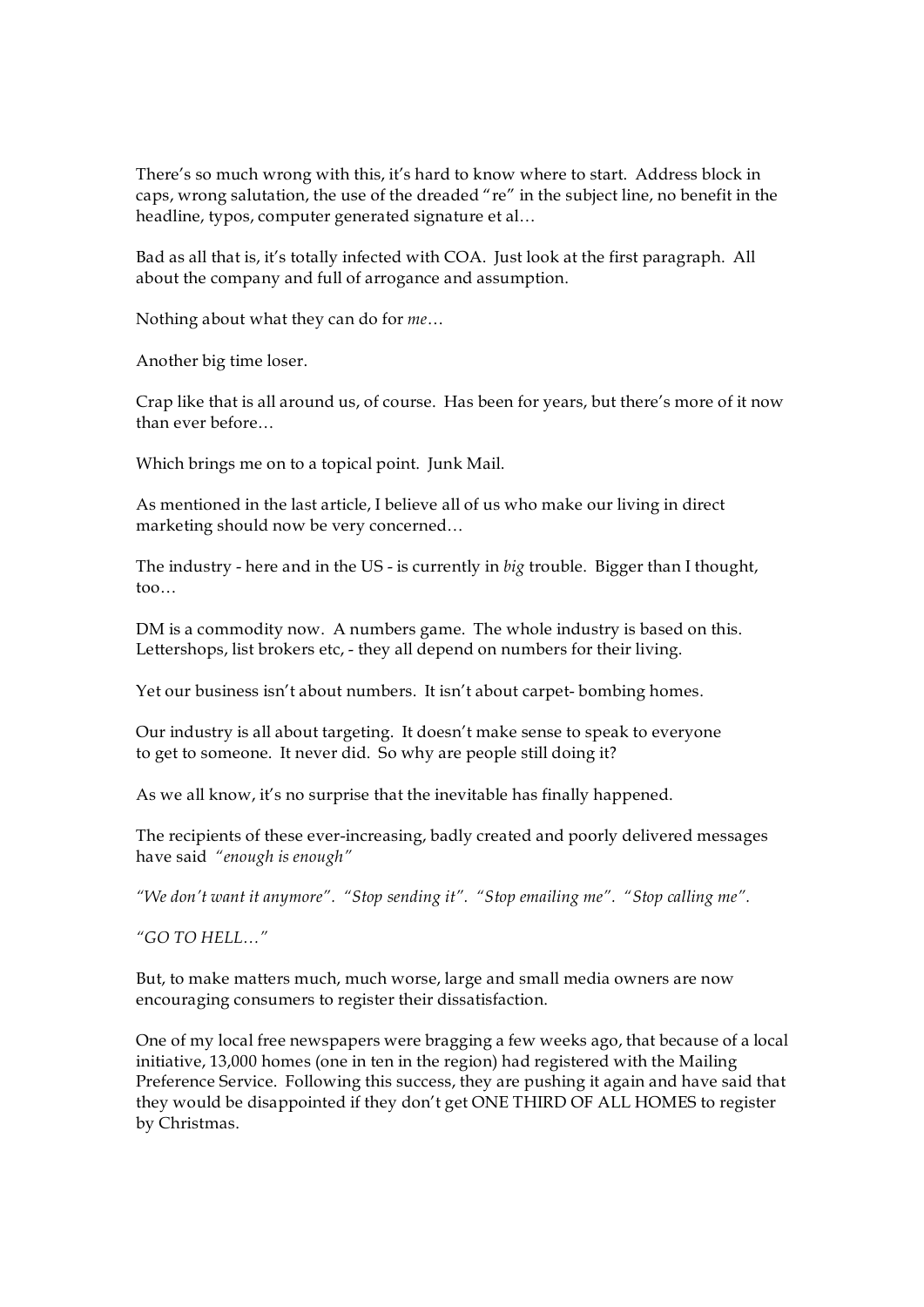There's so much wrong with this, it's hard to know where to start. Address block in caps, wrong salutation, the use of the dreaded "re" in the subject line, no benefit in the headline, typos, computer generated signature et al…

Bad as all that is, it's totally infected with COA. Just look at the first paragraph. All about the company and full of arrogance and assumption.

Nothing about what they can do for *me*…

Another big time loser.

Crap like that is all around us, of course. Has been for years, but there's more of it now than ever before…

Which brings me on to a topical point. Junk Mail.

As mentioned in the last article, I believe all of us who make our living in direct marketing should now be very concerned…

The industry - here and in the US - is currently in *big* trouble. Bigger than I thought, too…

DM is a commodity now. A numbers game. The whole industry is based on this. Lettershops, list brokers etc, - they all depend on numbers for their living.

Yet our business isn't about numbers. It isn't about carpet- bombing homes.

Our industry is all about targeting. It doesn't make sense to speak to everyone to get to someone. It never did. So why are people still doing it?

As we all know, it's no surprise that the inevitable has finally happened.

The recipients of these ever-increasing, badly created and poorly delivered messages have said *"enough is enough"*

*"We don't want it anymore". "Stop sending it". "Stop emailing me". "Stop calling me".*

*"GO TO HELL…"*

But, to make matters much, much worse, large and small media owners are now encouraging consumers to register their dissatisfaction.

One of my local free newspapers were bragging a few weeks ago, that because of a local initiative, 13,000 homes (one in ten in the region) had registered with the Mailing Preference Service. Following this success, they are pushing it again and have said that they would be disappointed if they don't get ONE THIRD OF ALL HOMES to register by Christmas.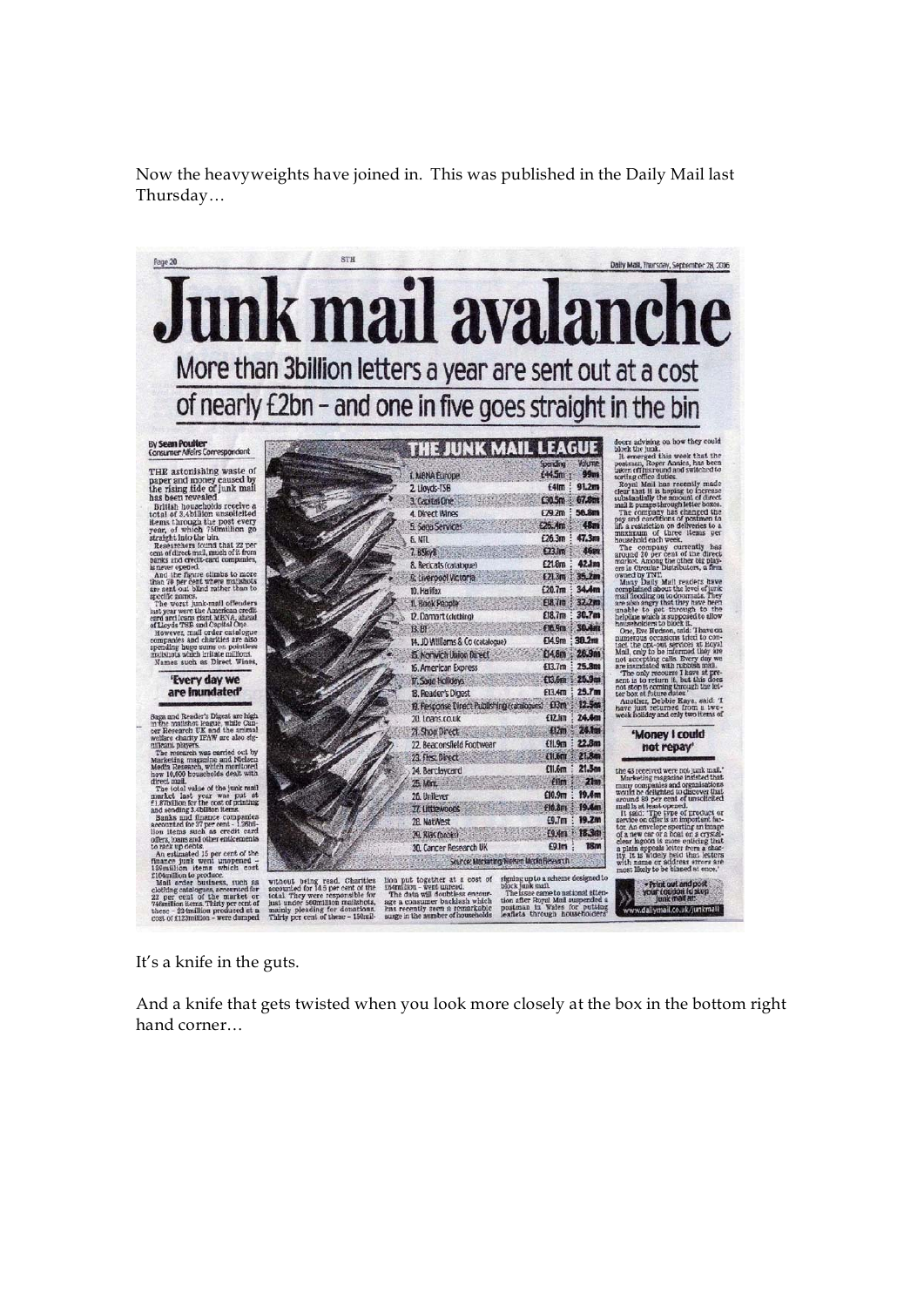Now the heavyweights have joined in. This was published in the Daily Mail last Thursday…

# Junk mail avalanche

## More than 3billion letters a year are sent out at a cost of nearly £2bn – and one in five goes straight in the bin

By Sean Poulter
Consumer Affairs Correspondent

THE astonishing waste of paper and money caused by the rising tide of junk mail has been revealed.

British households receive a total of 3.4billion unsolicited items through the post every year, of which 750million go straight into the bin.

Researchers found that 22 per cent of direct mail, much of it from banks and credit-card companies, is never opened.

And the figure climbs to more than 70 per cent where mailshots are sent out blind rather than to specific names.

The worst junk-mail offenders last year were the American credit-card and loans giant MBNA, ahead of Lloyds TSB and Capital One.

However, mail order catalogue companies and charities are also spending huge sums on pointless mailshots which irritate millions. Names such as Direct Wines,

### 'Every day we are inundated'

Saga and Reader's Digest are high in the mailshot league, while Cancer Research UK and the animal welfare charity IFAW are also significant players.

The research was carried out by Marketing magazine and Nielsen Media Research, which monitored how 10,000 households dealt with direct mail.

The total value of the junk mail market last year was put at £1.87billion for the cost of printing and sending 3.4billion items.

Banks and finance companies accounted for 37 per cent – 1.26billion items such as credit card offers, loans and other enticements to rack up debts.

An estimated 15 per cent of the finance junk went unopened – 190million items which cost £104million to produce.

Mail order business, such as clothing catalogues, accounted for 22 per cent of the market or 748million items. Thirty per cent of these – 224million produced at a cost of £123million – were dumped without being read. Charities accounted for 14.5 per cent of the total. They were responsible for just under 500million mailshots, mainly pleading for donations. Thirty per cent of these – 150million put together at a cost of £84million – went unread.

The data will doubtless encourage a consumer backlash which has recently seen a remarkable surge in the number of households signing up to a scheme designed to block junk mail.

The issue came to national attention after Royal Mail suspended a postman in Wales for putting leaflets through householders' doors advising on how they could block the junk.

It emerged this week that the postman, Roger Annies, has been taken off his round and switched to sorting office duties.

Royal Mail has recently made clear that it is hoping to increase substantially the amount of direct mail it pumps through letter boxes.

The company has changed the pay and conditions of postmen to lift a restriction on deliveries to a maximum of three items per household each week.

The company currently has around 70 per cent of the direct market. Among the other big players is Circular Distributors, a firm owned by TNT.

Many Daily Mail readers have complained about the level of junk mail flooding on to doormats. They are also angry that they have been unable to get through to the helpline which is supposed to allow householders to block it.

One, Eve Hudson, said: 'I have on numerous occasions tried to contact the opt-out services at Royal Mail, only to be informed they are not accepting calls. Every day we are inundated with rubbish mail.

'The only recourse I have at present is to return it, but this does not stop it coming through the letter box at future dates.'

Another, Debbie Kaye, said: 'I have just returned from a two-week holiday and only two items of

### 'Money I could not repay'

the 43 received were not junk mail.'

Marketing magazine insisted that many companies and organisations would be delighted to discover that around 80 per cent of unsolicited mail is at least opened.

It said: 'The type of product or service on offer is an important factor. An envelope sporting an image of a new car or a boat or a crystal-clear lagoon is more enticing that a plain appeals letter from a charity. It is widely held thus letters with name or address errors are most likely to be binned at once.'

**THE JUNK MAIL LEAGUE**

| | Spending | Volume |
|---|---|---|
| 1. MBNA Europe | £45.5m | 99m |
| 2. Lloyds-TSB | £41m | 91.2m |
| 3. Capital One | £30.5m | 67.8m |
| 4. Direct Wines | £29.2m | 56.8m |
| 5. Saga Services | £26.4m | 48m |
| 6. NTL | £26.3m | 47.3m |
| 7. BSkyB | £23.1m | 46m |
| 8. Redcats (catalogue) | £21.6m | 42.4m |
| 9. Liverpool Victoria | £21.3m | 35.2m |
| 10. Halifax | £20.7m | 34.4m |
| 11. Book People | £18.1m | 32.2m |
| 12. Damart (clothing) | £18.7m | 30.7m |
| 13. BT | £16.5m | 30.4m |
| 14. JD Williams & Co (catalogue) | £14.9m | 30.2m |
| 15. Norwich Union Direct | £14.8m | 26.9m |
| 16. American Express | £13.7m | 25.8m |
| 17. Saga Holidays | £13.6m | 25.9m |
| 18. Reader's Digest | £13.4m | 25.7m |
| 19. Response Direct Publishing (catalogues) | £13m | 12.5m |
| 20. Loans.co.uk | £12.1m | 24.4m |
| 21. Shop Direct | £12m | 24.1m |
| 22. Beaconsfield Footwear | £11.9m | 22.8m |
| 23. First Direct | £11.6m | 21.8m |
| 24. Barclaycard | £11.6m | 21.5m |
| 25. Mint | £11m | 21m |
| 26. Unilever | £10.9m | 19.4m |
| 27. Littlewoods | £10.8m | 19.4m |
| 28. NatWest | £9.7m | 19.2m |
| 29. Ritas (books) | £9.4m | 18.3m |
| 30. Cancer Research UK | £9.1m | 18m |

Source: Marketing/Nielsen Media Research

Print out and post your coupon to stop junk mail at: www.dailymail.co.uk/junkmail

It's a knife in the guts.

And a knife that gets twisted when you look more closely at the box in the bottom right hand corner…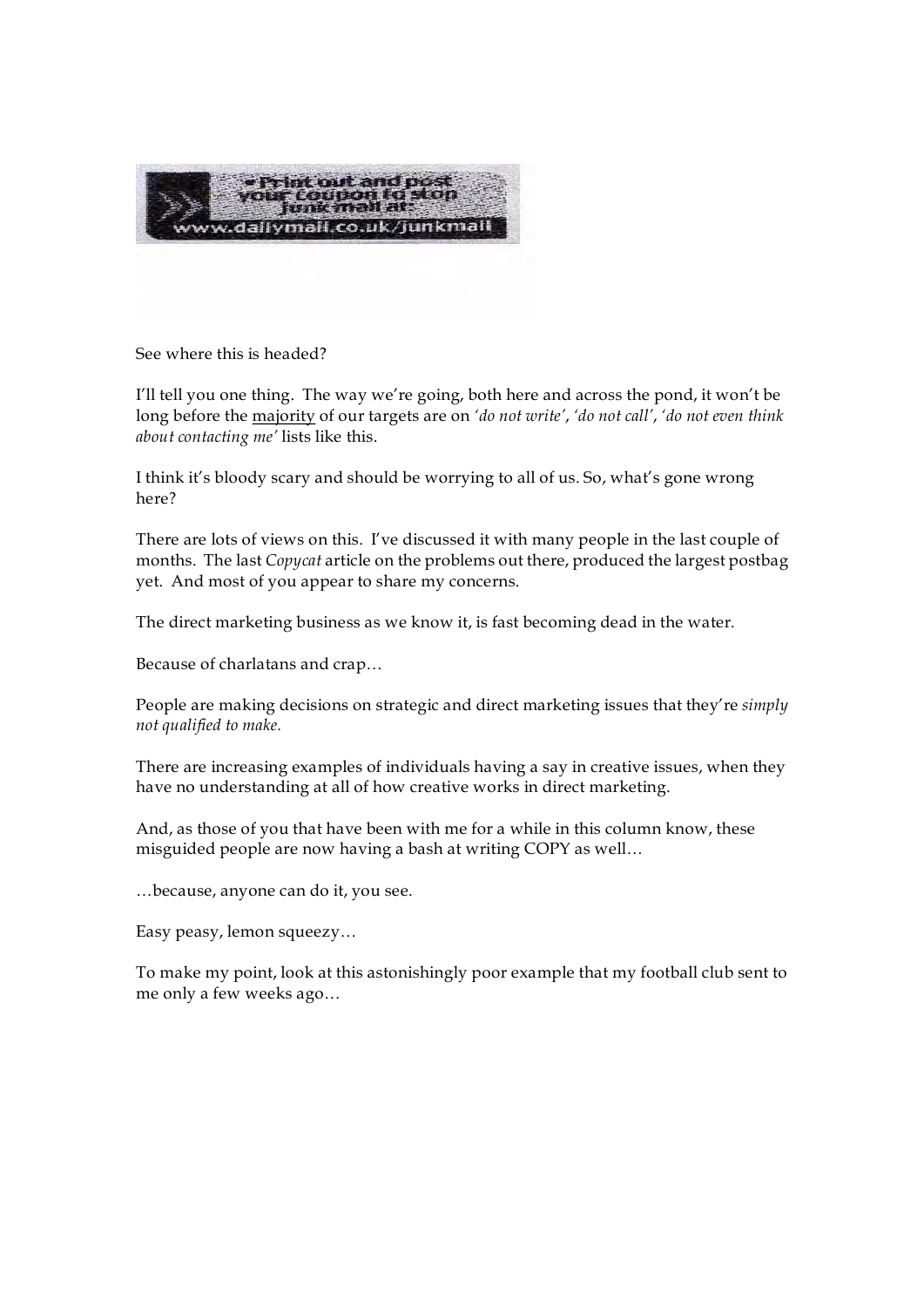• Print out and post your coupon to stop junk mail at: www.dailymail.co.uk/junkmail

See where this is headed?

I'll tell you one thing. The way we're going, both here and across the pond, it won't be long before the <u>majority</u> of our targets are on *'do not write'*, *'do not call'*, *'do not even think about contacting me'* lists like this.

I think it's bloody scary and should be worrying to all of us. So, what's gone wrong here?

There are lots of views on this. I've discussed it with many people in the last couple of months. The last *Copycat* article on the problems out there, produced the largest postbag yet. And most of you appear to share my concerns.

The direct marketing business as we know it, is fast becoming dead in the water.

Because of charlatans and crap…

People are making decisions on strategic and direct marketing issues that they're *simply not qualified to make.*

There are increasing examples of individuals having a say in creative issues, when they have no understanding at all of how creative works in direct marketing.

And, as those of you that have been with me for a while in this column know, these misguided people are now having a bash at writing COPY as well…

…because, anyone can do it, you see.

Easy peasy, lemon squeezy…

To make my point, look at this astonishingly poor example that my football club sent to me only a few weeks ago…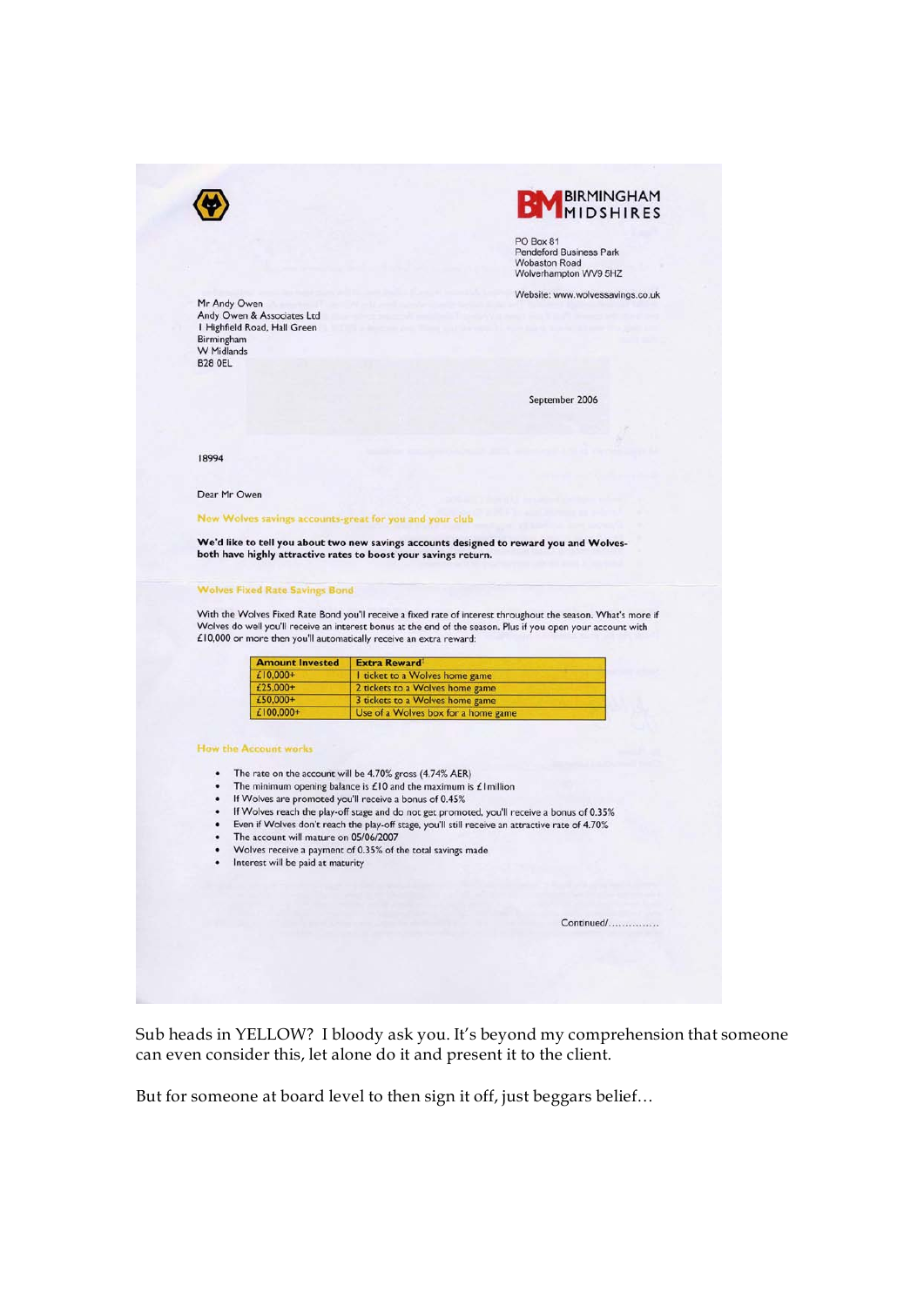BIRMINGHAM MIDSHIRES

PO Box 81
Pendeford Business Park
Wobaston Road
Wolverhampton WV9 5HZ

Website: www.wolvessavings.co.uk

Mr Andy Owen
Andy Owen & Associates Ltd
1 Highfield Road, Hall Green
Birmingham
W Midlands
B28 0EL

September 2006

18994

Dear Mr Owen

New Wolves savings accounts-great for you and your club

**We'd like to tell you about two new savings accounts designed to reward you and Wolves-both have highly attractive rates to boost your savings return.**

Wolves Fixed Rate Savings Bond

With the Wolves Fixed Rate Bond you'll receive a fixed rate of interest throughout the season. What's more if Wolves do well you'll receive an interest bonus at the end of the season. Plus if you open your account with £10,000 or more then you'll automatically receive an extra reward:

| Amount Invested | Extra Reward[1] |
|---|---|
| £10,000+ | 1 ticket to a Wolves home game |
| £25,000+ | 2 tickets to a Wolves home game |
| £50,000+ | 3 tickets to a Wolves home game |
| £100,000+ | Use of a Wolves box for a home game |

How the Account works

- The rate on the account will be 4.70% gross (4.74% AER)
- The minimum opening balance is £10 and the maximum is £1million
- If Wolves are promoted you'll receive a bonus of 0.45%
- If Wolves reach the play-off stage and do not get promoted, you'll receive a bonus of 0.35%
- Even if Wolves don't reach the play-off stage, you'll still receive an attractive rate of 4.70%
- The account will mature on 05/06/2007
- Wolves receive a payment of 0.35% of the total savings made
- Interest will be paid at maturity

Continued/...............

Sub heads in YELLOW? I bloody ask you. It's beyond my comprehension that someone can even consider this, let alone do it and present it to the client.

But for someone at board level to then sign it off, just beggars belief…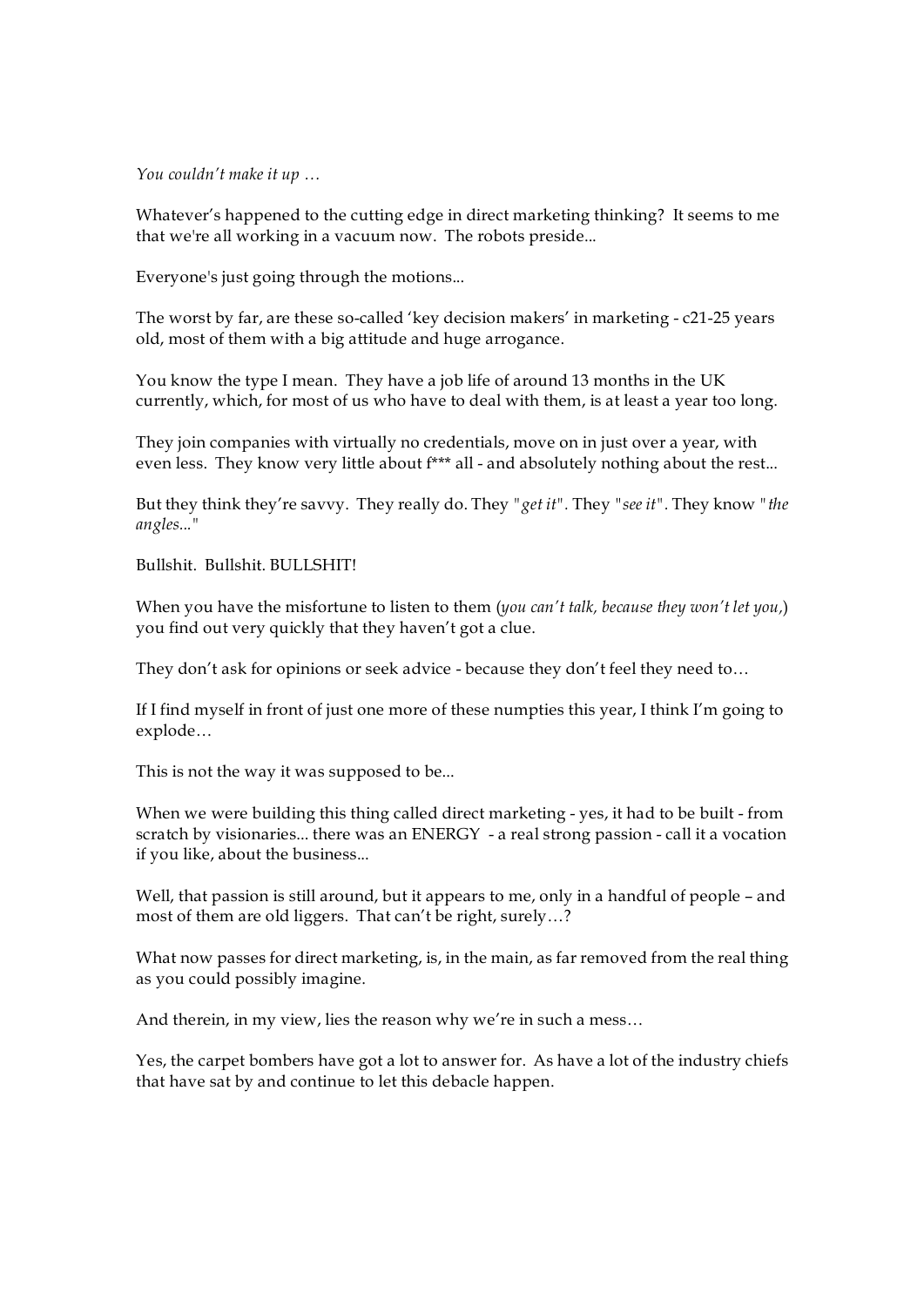*You couldn't make it up …*

Whatever's happened to the cutting edge in direct marketing thinking? It seems to me that we're all working in a vacuum now. The robots preside...

Everyone's just going through the motions...

The worst by far, are these so-called 'key decision makers' in marketing - c21-25 years old, most of them with a big attitude and huge arrogance.

You know the type I mean. They have a job life of around 13 months in the UK currently, which, for most of us who have to deal with them, is at least a year too long.

They join companies with virtually no credentials, move on in just over a year, with even less. They know very little about f*** all - and absolutely nothing about the rest...

But they think they're savvy. They really do. They "*get it*". They "*see it*". They know "*the angles...*"

Bullshit. Bullshit. BULLSHIT!

When you have the misfortune to listen to them (*you can't talk, because they won't let you,*) you find out very quickly that they haven't got a clue.

They don't ask for opinions or seek advice - because they don't feel they need to…

If I find myself in front of just one more of these numpties this year, I think I'm going to explode…

This is not the way it was supposed to be...

When we were building this thing called direct marketing - yes, it had to be built - from scratch by visionaries... there was an ENERGY - a real strong passion - call it a vocation if you like, about the business...

Well, that passion is still around, but it appears to me, only in a handful of people – and most of them are old liggers. That can't be right, surely…?

What now passes for direct marketing, is, in the main, as far removed from the real thing as you could possibly imagine.

And therein, in my view, lies the reason why we're in such a mess…

Yes, the carpet bombers have got a lot to answer for. As have a lot of the industry chiefs that have sat by and continue to let this debacle happen.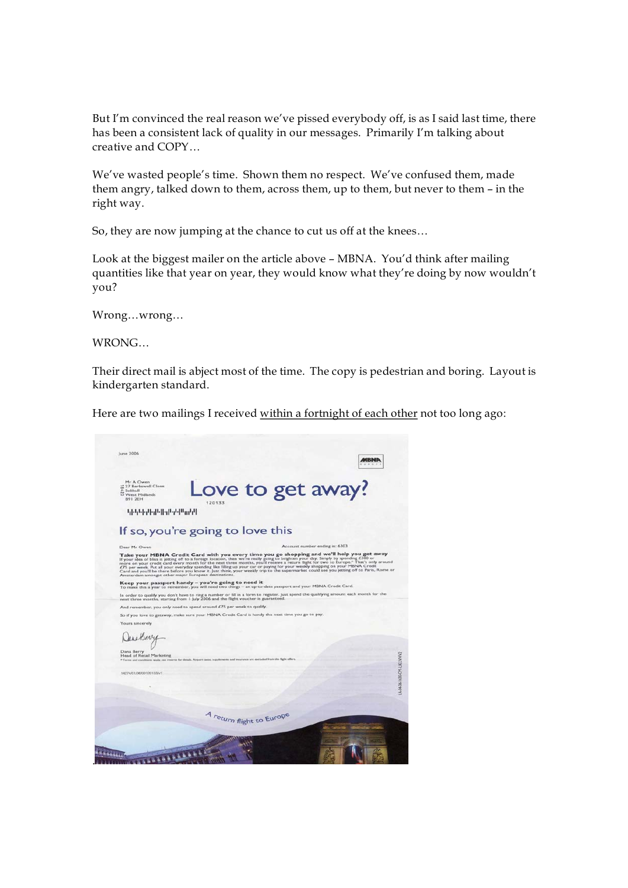But I'm convinced the real reason we've pissed everybody off, is as I said last time, there has been a consistent lack of quality in our messages. Primarily I'm talking about creative and COPY…

We've wasted people's time. Shown them no respect. We've confused them, made them angry, talked down to them, across them, up to them, but never to them – in the right way.

So, they are now jumping at the chance to cut us off at the knees…

Look at the biggest mailer on the article above – MBNA. You'd think after mailing quantities like that year on year, they would know what they're doing by now wouldn't you?

Wrong…wrong…

WRONG…

Their direct mail is abject most of the time. The copy is pedestrian and boring. Layout is kindergarten standard.

Here are two mailings I received within a fortnight of each other not too long ago: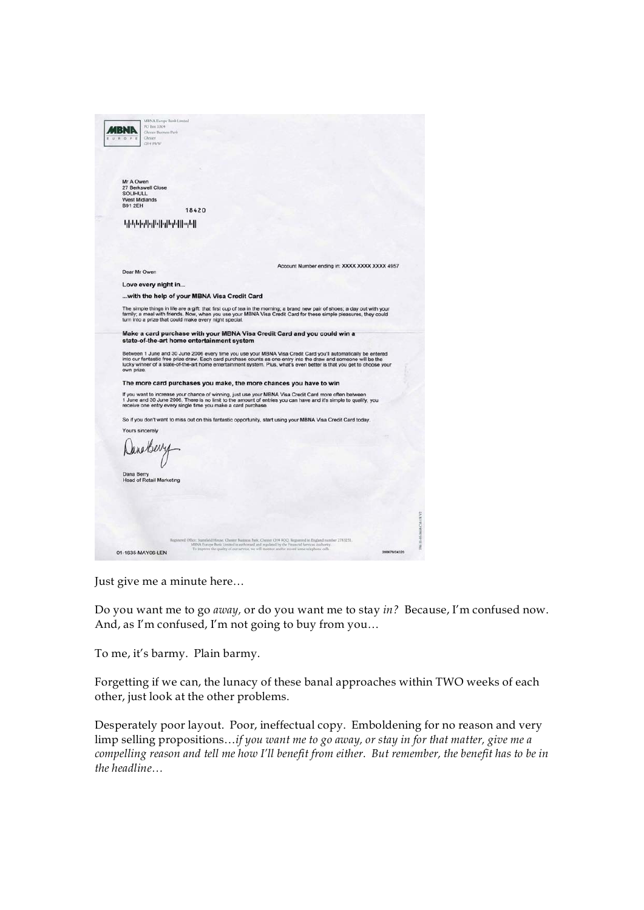MBNA Europe Bank Limited
PO Box 1004
Chester Business Park
Chester
CH4 9WW

Mr A Owen
27 Berkswell Close
SOLIHULL
West Midlands
B91 2EH

18420

Account Number ending in: XXXX XXXX XXXX 4957

Dear Mr Owen

**Love every night in...**

**...with the help of your MBNA Visa Credit Card**

The simple things in life are a gift: that first cup of tea in the morning; a brand new pair of shoes; a day out with your family; a meal with friends. Now, when you use your MBNA Visa Credit Card for these simple pleasures, they could turn into a prize that could make every night special.

**Make a card purchase with your MBNA Visa Credit Card and you could win a state-of-the-art home entertainment system**

Between 1 June and 30 June 2006 every time you use your MBNA Visa Credit Card you'll automatically be entered into our fantastic free prize draw. Each card purchase counts as one entry into the draw and someone will be the lucky winner of a state-of-the-art home entertainment system. Plus, what's even better is that you get to choose your own prize.

**The more card purchases you make, the more chances you have to win**

If you want to increase your chance of winning, just use your MBNA Visa Credit Card more often between 1 June and 30 June 2006. There is no limit to the amount of entries you can have and it's simple to qualify, you receive one entry every single time you make a card purchase.

So if you don't want to miss out on this fantastic opportunity, start using your MBNA Visa Credit Card today.

Yours sincerely

Dana Berry
Head of Retail Marketing

01-1635-MAY06-LEN

Just give me a minute here…

Do you want me to go *away,* or do you want me to stay *in?* Because, I'm confused now. And, as I'm confused, I'm not going to buy from you…

To me, it's barmy. Plain barmy.

Forgetting if we can, the lunacy of these banal approaches within TWO weeks of each other, just look at the other problems.

Desperately poor layout. Poor, ineffectual copy. Emboldening for no reason and very limp selling propositions…*if you want me to go away, or stay in for that matter, give me a compelling reason and tell me how I'll benefit from either. But remember, the benefit has to be in the headline…*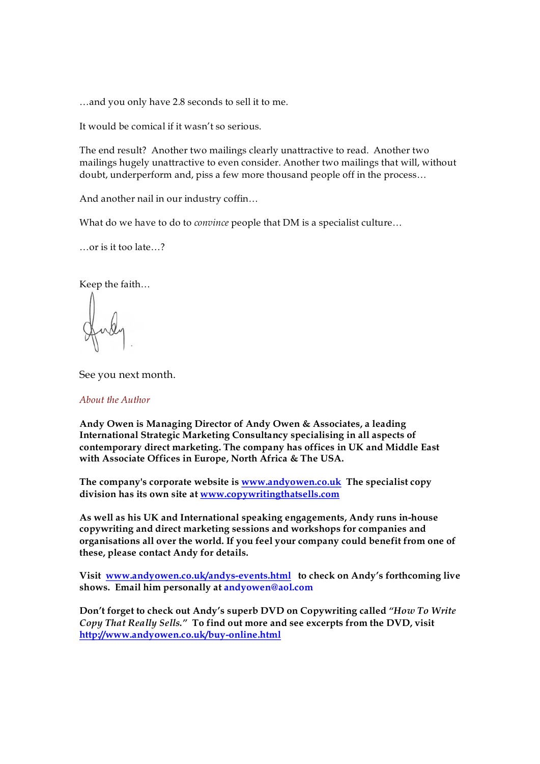…and you only have 2.8 seconds to sell it to me.

It would be comical if it wasn't so serious.

The end result? Another two mailings clearly unattractive to read. Another two mailings hugely unattractive to even consider. Another two mailings that will, without doubt, underperform and, piss a few more thousand people off in the process…

And another nail in our industry coffin…

What do we have to do to *convince* people that DM is a specialist culture…

…or is it too late…?

Keep the faith…

See you next month.

*About the Author*

**Andy Owen is Managing Director of Andy Owen & Associates, a leading International Strategic Marketing Consultancy specialising in all aspects of contemporary direct marketing. The company has offices in UK and Middle East with Associate Offices in Europe, North Africa & The USA.**

**The company's corporate website is [www.andyowen.co.uk](http://www.andyowen.co.uk) The specialist copy division has its own site at [www.copywritingthatsells.com](http://www.copywritingthatsells.com)**

**As well as his UK and International speaking engagements, Andy runs in-house copywriting and direct marketing sessions and workshops for companies and organisations all over the world. If you feel your company could benefit from one of these, please contact Andy for details.**

**Visit [www.andyowen.co.uk/andys-events.html](http://www.andyowen.co.uk/andys-events.html) to check on Andy's forthcoming live shows. Email him personally at andyowen@aol.com**

**Don't forget to check out Andy's superb DVD on Copywriting called *"How To Write Copy That Really Sells."* To find out more and see excerpts from the DVD, visit [http://www.andyowen.co.uk/buy-online.html](http://www.andyowen.co.uk/buy-online.html)**